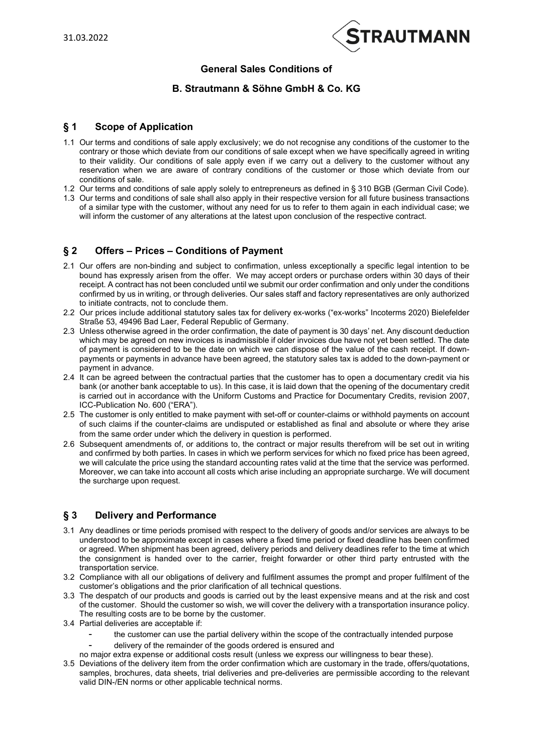# General Sales Conditions of

# B. Strautmann & Söhne GmbH & Co. KG

## § 1 Scope of Application

1.1 Our terms and conditions of sale apply exclusively; we do not recognise any conditions of the customer to the contrary or those which deviate from our conditions of sale except when we have specifically agreed in writing to their validity. Our conditions of sale apply even if we carry out a delivery to the customer without any reservation when we are aware of contrary conditions of the customer or those which deviate from our conditions of sale.

1.2 Our terms and conditions of sale apply solely to entrepreneurs as defined in § 310 BGB (German Civil Code).

1.3 Our terms and conditions of sale shall also apply in their respective version for all future business transactions of a similar type with the customer, without any need for us to refer to them again in each individual case; we will inform the customer of any alterations at the latest upon conclusion of the respective contract.

## § 2 Offers – Prices – Conditions of Payment

2.1 Our offers are non-binding and subject to confirmation, unless exceptionally a specific legal intention to be bound has expressly arisen from the offer. We may accept orders or purchase orders within 30 days of their receipt. A contract has not been concluded until we submit our order confirmation and only under the conditions confirmed by us in writing, or through deliveries. Our sales staff and factory representatives are only authorized to initiate contracts, not to conclude them.

2.2 Our prices include additional statutory sales tax for delivery ex-works ("ex-works" Incoterms 2020) Bielefelder Straße 53, 49496 Bad Laer, Federal Republic of Germany.

2.3 Unless otherwise agreed in the order confirmation, the date of payment is 30 days' net. Any discount deduction which may be agreed on new invoices is inadmissible if older invoices due have not yet been settled. The date of payment is considered to be the date on which we can dispose of the value of the cash receipt. If down-payments or payments in advance have been agreed, the statutory sales tax is added to the down-payment or payment in advance.

2.4 It can be agreed between the contractual parties that the customer has to open a documentary credit via his bank (or another bank acceptable to us). In this case, it is laid down that the opening of the documentary credit is carried out in accordance with the Uniform Customs and Practice for Documentary Credits, revision 2007, ICC-Publication No. 600 ("ERA").

2.5 The customer is only entitled to make payment with set-off or counter-claims or withhold payments on account of such claims if the counter-claims are undisputed or established as final and absolute or where they arise from the same order under which the delivery in question is performed.

2.6 Subsequent amendments of, or additions to, the contract or major results therefrom will be set out in writing and confirmed by both parties. In cases in which we perform services for which no fixed price has been agreed, we will calculate the price using the standard accounting rates valid at the time that the service was performed. Moreover, we can take into account all costs which arise including an appropriate surcharge. We will document the surcharge upon request.

## § 3 Delivery and Performance

3.1 Any deadlines or time periods promised with respect to the delivery of goods and/or services are always to be understood to be approximate except in cases where a fixed time period or fixed deadline has been confirmed or agreed. When shipment has been agreed, delivery periods and delivery deadlines refer to the time at which the consignment is handed over to the carrier, freight forwarder or other third party entrusted with the transportation service.

3.2 Compliance with all our obligations of delivery and fulfilment assumes the prompt and proper fulfilment of the customer's obligations and the prior clarification of all technical questions.

3.3 The despatch of our products and goods is carried out by the least expensive means and at the risk and cost of the customer. Should the customer so wish, we will cover the delivery with a transportation insurance policy. The resulting costs are to be borne by the customer.

3.4 Partial deliveries are acceptable if:

- the customer can use the partial delivery within the scope of the contractually intended purpose
- delivery of the remainder of the goods ordered is ensured and

no major extra expense or additional costs result (unless we express our willingness to bear these).

3.5 Deviations of the delivery item from the order confirmation which are customary in the trade, offers/quotations, samples, brochures, data sheets, trial deliveries and pre-deliveries are permissible according to the relevant valid DIN-/EN norms or other applicable technical norms.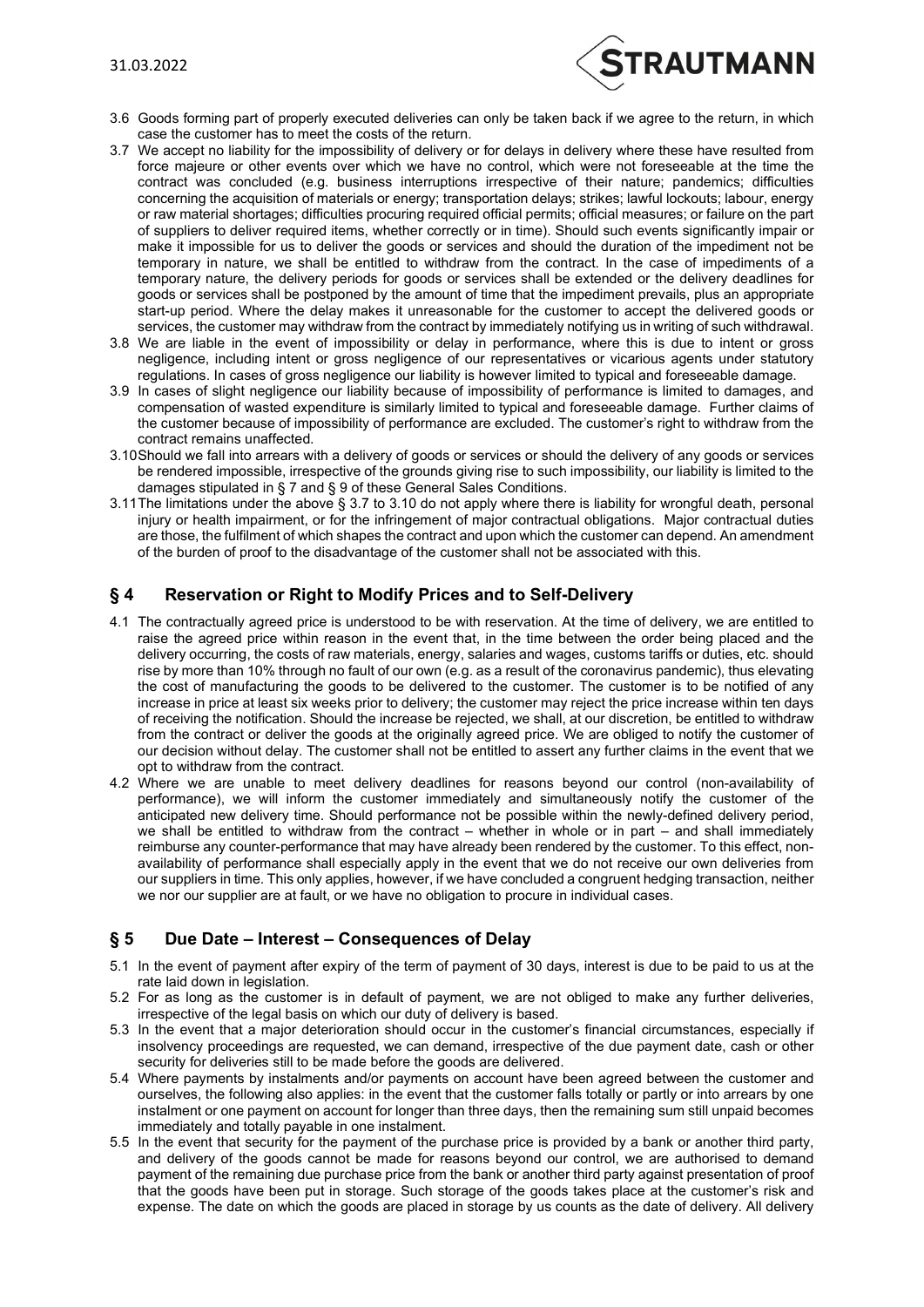3.6 Goods forming part of properly executed deliveries can only be taken back if we agree to the return, in which case the customer has to meet the costs of the return.

3.7 We accept no liability for the impossibility of delivery or for delays in delivery where these have resulted from force majeure or other events over which we have no control, which were not foreseeable at the time the contract was concluded (e.g. business interruptions irrespective of their nature; pandemics; difficulties concerning the acquisition of materials or energy; transportation delays; strikes; lawful lockouts; labour, energy or raw material shortages; difficulties procuring required official permits; official measures; or failure on the part of suppliers to deliver required items, whether correctly or in time). Should such events significantly impair or make it impossible for us to deliver the goods or services and should the duration of the impediment not be temporary in nature, we shall be entitled to withdraw from the contract. In the case of impediments of a temporary nature, the delivery periods for goods or services shall be extended or the delivery deadlines for goods or services shall be postponed by the amount of time that the impediment prevails, plus an appropriate start-up period. Where the delay makes it unreasonable for the customer to accept the delivered goods or services, the customer may withdraw from the contract by immediately notifying us in writing of such withdrawal.

3.8 We are liable in the event of impossibility or delay in performance, where this is due to intent or gross negligence, including intent or gross negligence of our representatives or vicarious agents under statutory regulations. In cases of gross negligence our liability is however limited to typical and foreseeable damage.

3.9 In cases of slight negligence our liability because of impossibility of performance is limited to damages, and compensation of wasted expenditure is similarly limited to typical and foreseeable damage. Further claims of the customer because of impossibility of performance are excluded. The customer's right to withdraw from the contract remains unaffected.

3.10 Should we fall into arrears with a delivery of goods or services or should the delivery of any goods or services be rendered impossible, irrespective of the grounds giving rise to such impossibility, our liability is limited to the damages stipulated in § 7 and § 9 of these General Sales Conditions.

3.11 The limitations under the above § 3.7 to 3.10 do not apply where there is liability for wrongful death, personal injury or health impairment, or for the infringement of major contractual obligations. Major contractual duties are those, the fulfilment of which shapes the contract and upon which the customer can depend. An amendment of the burden of proof to the disadvantage of the customer shall not be associated with this.

## § 4 Reservation or Right to Modify Prices and to Self-Delivery

4.1 The contractually agreed price is understood to be with reservation. At the time of delivery, we are entitled to raise the agreed price within reason in the event that, in the time between the order being placed and the delivery occurring, the costs of raw materials, energy, salaries and wages, customs tariffs or duties, etc. should rise by more than 10% through no fault of our own (e.g. as a result of the coronavirus pandemic), thus elevating the cost of manufacturing the goods to be delivered to the customer. The customer is to be notified of any increase in price at least six weeks prior to delivery; the customer may reject the price increase within ten days of receiving the notification. Should the increase be rejected, we shall, at our discretion, be entitled to withdraw from the contract or deliver the goods at the originally agreed price. We are obliged to notify the customer of our decision without delay. The customer shall not be entitled to assert any further claims in the event that we opt to withdraw from the contract.

4.2 Where we are unable to meet delivery deadlines for reasons beyond our control (non-availability of performance), we will inform the customer immediately and simultaneously notify the customer of the anticipated new delivery time. Should performance not be possible within the newly-defined delivery period, we shall be entitled to withdraw from the contract – whether in whole or in part – and shall immediately reimburse any counter-performance that may have already been rendered by the customer. To this effect, non-availability of performance shall especially apply in the event that we do not receive our own deliveries from our suppliers in time. This only applies, however, if we have concluded a congruent hedging transaction, neither we nor our supplier are at fault, or we have no obligation to procure in individual cases.

## § 5 Due Date – Interest – Consequences of Delay

5.1 In the event of payment after expiry of the term of payment of 30 days, interest is due to be paid to us at the rate laid down in legislation.

5.2 For as long as the customer is in default of payment, we are not obliged to make any further deliveries, irrespective of the legal basis on which our duty of delivery is based.

5.3 In the event that a major deterioration should occur in the customer's financial circumstances, especially if insolvency proceedings are requested, we can demand, irrespective of the due payment date, cash or other security for deliveries still to be made before the goods are delivered.

5.4 Where payments by instalments and/or payments on account have been agreed between the customer and ourselves, the following also applies: in the event that the customer falls totally or partly or into arrears by one instalment or one payment on account for longer than three days, then the remaining sum still unpaid becomes immediately and totally payable in one instalment.

5.5 In the event that security for the payment of the purchase price is provided by a bank or another third party, and delivery of the goods cannot be made for reasons beyond our control, we are authorised to demand payment of the remaining due purchase price from the bank or another third party against presentation of proof that the goods have been put in storage. Such storage of the goods takes place at the customer's risk and expense. The date on which the goods are placed in storage by us counts as the date of delivery. All delivery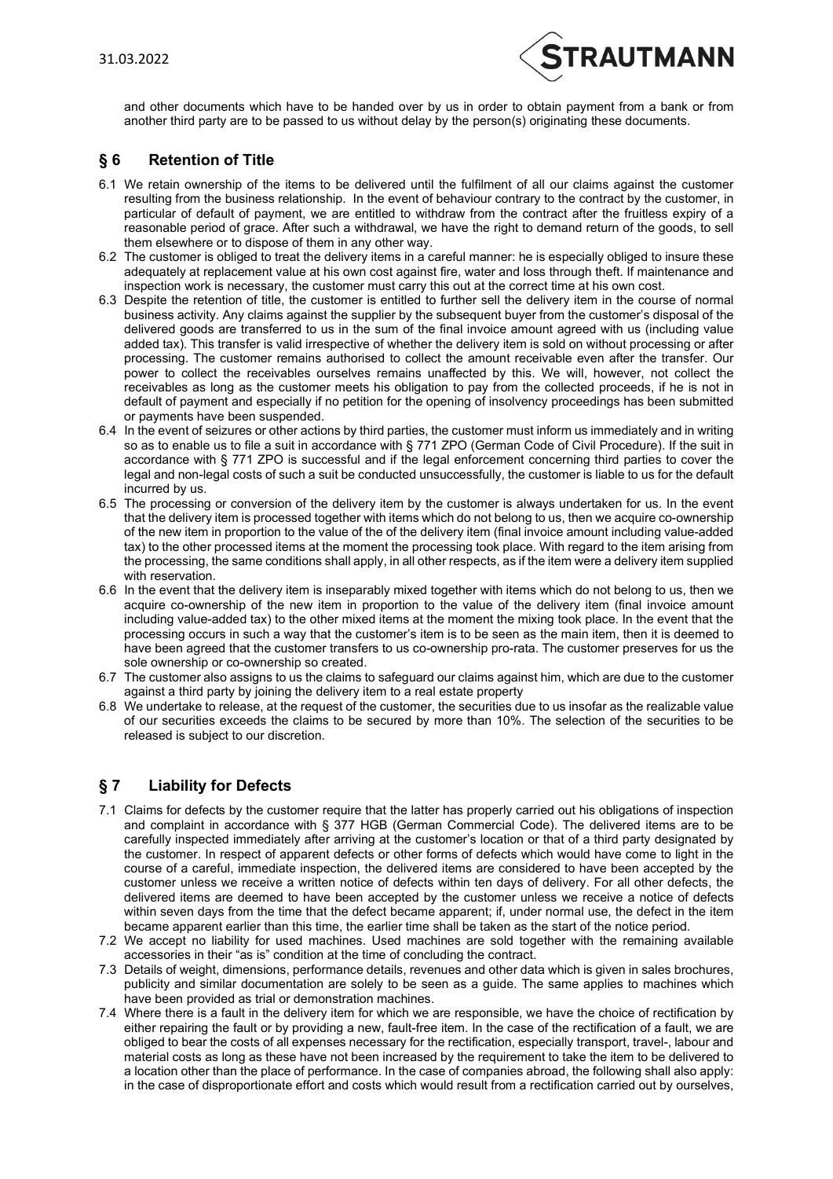and other documents which have to be handed over by us in order to obtain payment from a bank or from another third party are to be passed to us without delay by the person(s) originating these documents.

## § 6 Retention of Title

6.1 We retain ownership of the items to be delivered until the fulfilment of all our claims against the customer resulting from the business relationship. In the event of behaviour contrary to the contract by the customer, in particular of default of payment, we are entitled to withdraw from the contract after the fruitless expiry of a reasonable period of grace. After such a withdrawal, we have the right to demand return of the goods, to sell them elsewhere or to dispose of them in any other way.

6.2 The customer is obliged to treat the delivery items in a careful manner: he is especially obliged to insure these adequately at replacement value at his own cost against fire, water and loss through theft. If maintenance and inspection work is necessary, the customer must carry this out at the correct time at his own cost.

6.3 Despite the retention of title, the customer is entitled to further sell the delivery item in the course of normal business activity. Any claims against the supplier by the subsequent buyer from the customer's disposal of the delivered goods are transferred to us in the sum of the final invoice amount agreed with us (including value added tax). This transfer is valid irrespective of whether the delivery item is sold on without processing or after processing. The customer remains authorised to collect the amount receivable even after the transfer. Our power to collect the receivables ourselves remains unaffected by this. We will, however, not collect the receivables as long as the customer meets his obligation to pay from the collected proceeds, if he is not in default of payment and especially if no petition for the opening of insolvency proceedings has been submitted or payments have been suspended.

6.4 In the event of seizures or other actions by third parties, the customer must inform us immediately and in writing so as to enable us to file a suit in accordance with § 771 ZPO (German Code of Civil Procedure). If the suit in accordance with § 771 ZPO is successful and if the legal enforcement concerning third parties to cover the legal and non-legal costs of such a suit be conducted unsuccessfully, the customer is liable to us for the default incurred by us.

6.5 The processing or conversion of the delivery item by the customer is always undertaken for us. In the event that the delivery item is processed together with items which do not belong to us, then we acquire co-ownership of the new item in proportion to the value of the of the delivery item (final invoice amount including value-added tax) to the other processed items at the moment the processing took place. With regard to the item arising from the processing, the same conditions shall apply, in all other respects, as if the item were a delivery item supplied with reservation.

6.6 In the event that the delivery item is inseparably mixed together with items which do not belong to us, then we acquire co-ownership of the new item in proportion to the value of the delivery item (final invoice amount including value-added tax) to the other mixed items at the moment the mixing took place. In the event that the processing occurs in such a way that the customer's item is to be seen as the main item, then it is deemed to have been agreed that the customer transfers to us co-ownership pro-rata. The customer preserves for us the sole ownership or co-ownership so created.

6.7 The customer also assigns to us the claims to safeguard our claims against him, which are due to the customer against a third party by joining the delivery item to a real estate property

6.8 We undertake to release, at the request of the customer, the securities due to us insofar as the realizable value of our securities exceeds the claims to be secured by more than 10%. The selection of the securities to be released is subject to our discretion.

## § 7 Liability for Defects

7.1 Claims for defects by the customer require that the latter has properly carried out his obligations of inspection and complaint in accordance with § 377 HGB (German Commercial Code). The delivered items are to be carefully inspected immediately after arriving at the customer's location or that of a third party designated by the customer. In respect of apparent defects or other forms of defects which would have come to light in the course of a careful, immediate inspection, the delivered items are considered to have been accepted by the customer unless we receive a written notice of defects within ten days of delivery. For all other defects, the delivered items are deemed to have been accepted by the customer unless we receive a notice of defects within seven days from the time that the defect became apparent; if, under normal use, the defect in the item became apparent earlier than this time, the earlier time shall be taken as the start of the notice period.

7.2 We accept no liability for used machines. Used machines are sold together with the remaining available accessories in their "as is" condition at the time of concluding the contract.

7.3 Details of weight, dimensions, performance details, revenues and other data which is given in sales brochures, publicity and similar documentation are solely to be seen as a guide. The same applies to machines which have been provided as trial or demonstration machines.

7.4 Where there is a fault in the delivery item for which we are responsible, we have the choice of rectification by either repairing the fault or by providing a new, fault-free item. In the case of the rectification of a fault, we are obliged to bear the costs of all expenses necessary for the rectification, especially transport, travel-, labour and material costs as long as these have not been increased by the requirement to take the item to be delivered to a location other than the place of performance. In the case of companies abroad, the following shall also apply: in the case of disproportionate effort and costs which would result from a rectification carried out by ourselves,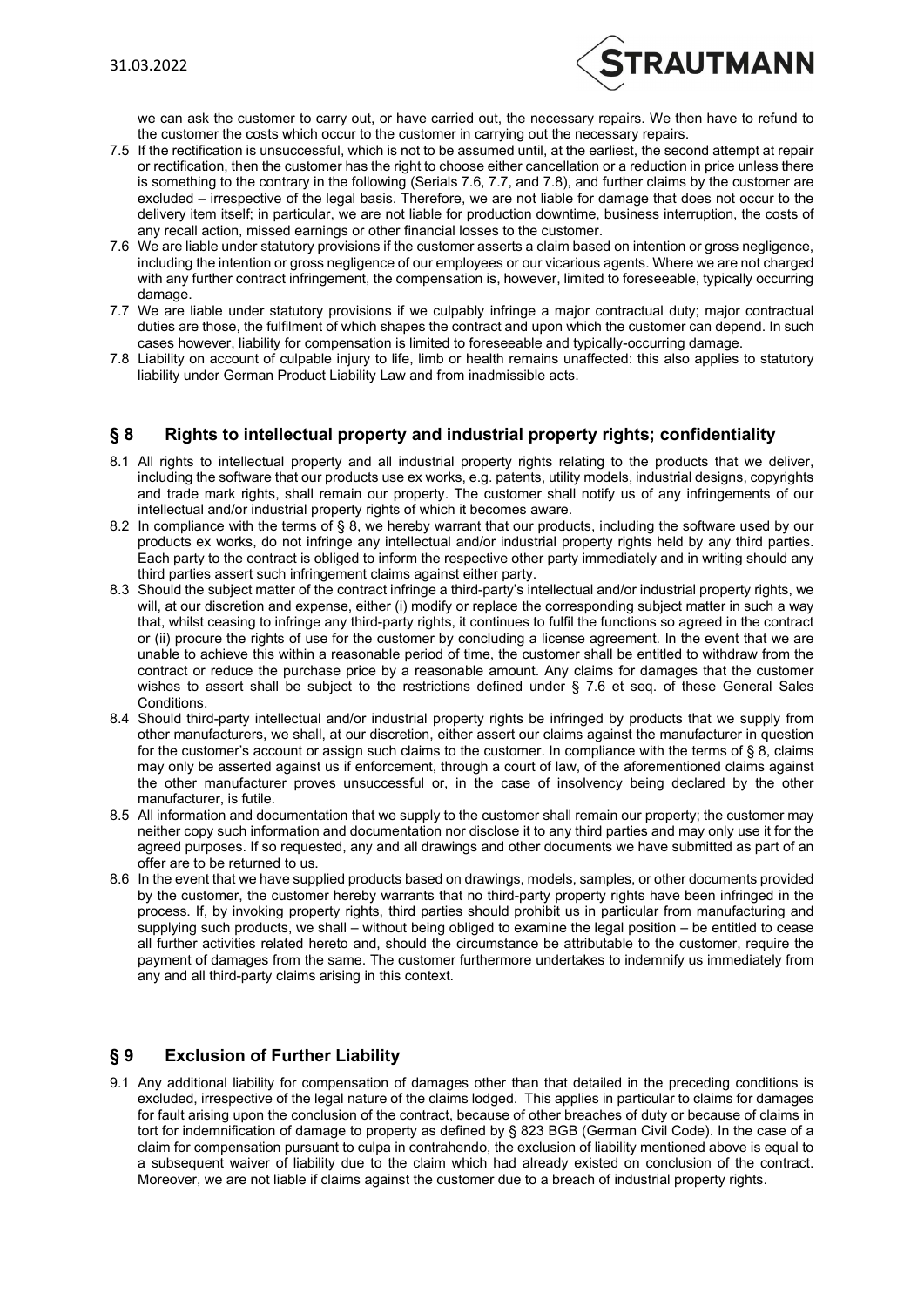we can ask the customer to carry out, or have carried out, the necessary repairs. We then have to refund to the customer the costs which occur to the customer in carrying out the necessary repairs.

7.5 If the rectification is unsuccessful, which is not to be assumed until, at the earliest, the second attempt at repair or rectification, then the customer has the right to choose either cancellation or a reduction in price unless there is something to the contrary in the following (Serials 7.6, 7.7, and 7.8), and further claims by the customer are excluded – irrespective of the legal basis. Therefore, we are not liable for damage that does not occur to the delivery item itself; in particular, we are not liable for production downtime, business interruption, the costs of any recall action, missed earnings or other financial losses to the customer.

7.6 We are liable under statutory provisions if the customer asserts a claim based on intention or gross negligence, including the intention or gross negligence of our employees or our vicarious agents. Where we are not charged with any further contract infringement, the compensation is, however, limited to foreseeable, typically occurring damage.

7.7 We are liable under statutory provisions if we culpably infringe a major contractual duty; major contractual duties are those, the fulfilment of which shapes the contract and upon which the customer can depend. In such cases however, liability for compensation is limited to foreseeable and typically-occurring damage.

7.8 Liability on account of culpable injury to life, limb or health remains unaffected: this also applies to statutory liability under German Product Liability Law and from inadmissible acts.

## § 8 Rights to intellectual property and industrial property rights; confidentiality

8.1 All rights to intellectual property and all industrial property rights relating to the products that we deliver, including the software that our products use ex works, e.g. patents, utility models, industrial designs, copyrights and trade mark rights, shall remain our property. The customer shall notify us of any infringements of our intellectual and/or industrial property rights of which it becomes aware.

8.2 In compliance with the terms of § 8, we hereby warrant that our products, including the software used by our products ex works, do not infringe any intellectual and/or industrial property rights held by any third parties. Each party to the contract is obliged to inform the respective other party immediately and in writing should any third parties assert such infringement claims against either party.

8.3 Should the subject matter of the contract infringe a third-party's intellectual and/or industrial property rights, we will, at our discretion and expense, either (i) modify or replace the corresponding subject matter in such a way that, whilst ceasing to infringe any third-party rights, it continues to fulfil the functions so agreed in the contract or (ii) procure the rights of use for the customer by concluding a license agreement. In the event that we are unable to achieve this within a reasonable period of time, the customer shall be entitled to withdraw from the contract or reduce the purchase price by a reasonable amount. Any claims for damages that the customer wishes to assert shall be subject to the restrictions defined under § 7.6 et seq. of these General Sales Conditions.

8.4 Should third-party intellectual and/or industrial property rights be infringed by products that we supply from other manufacturers, we shall, at our discretion, either assert our claims against the manufacturer in question for the customer's account or assign such claims to the customer. In compliance with the terms of § 8, claims may only be asserted against us if enforcement, through a court of law, of the aforementioned claims against the other manufacturer proves unsuccessful or, in the case of insolvency being declared by the other manufacturer, is futile.

8.5 All information and documentation that we supply to the customer shall remain our property; the customer may neither copy such information and documentation nor disclose it to any third parties and may only use it for the agreed purposes. If so requested, any and all drawings and other documents we have submitted as part of an offer are to be returned to us.

8.6 In the event that we have supplied products based on drawings, models, samples, or other documents provided by the customer, the customer hereby warrants that no third-party property rights have been infringed in the process. If, by invoking property rights, third parties should prohibit us in particular from manufacturing and supplying such products, we shall – without being obliged to examine the legal position – be entitled to cease all further activities related hereto and, should the circumstance be attributable to the customer, require the payment of damages from the same. The customer furthermore undertakes to indemnify us immediately from any and all third-party claims arising in this context.

## § 9 Exclusion of Further Liability

9.1 Any additional liability for compensation of damages other than that detailed in the preceding conditions is excluded, irrespective of the legal nature of the claims lodged. This applies in particular to claims for damages for fault arising upon the conclusion of the contract, because of other breaches of duty or because of claims in tort for indemnification of damage to property as defined by § 823 BGB (German Civil Code). In the case of a claim for compensation pursuant to culpa in contrahendo, the exclusion of liability mentioned above is equal to a subsequent waiver of liability due to the claim which had already existed on conclusion of the contract. Moreover, we are not liable if claims against the customer due to a breach of industrial property rights.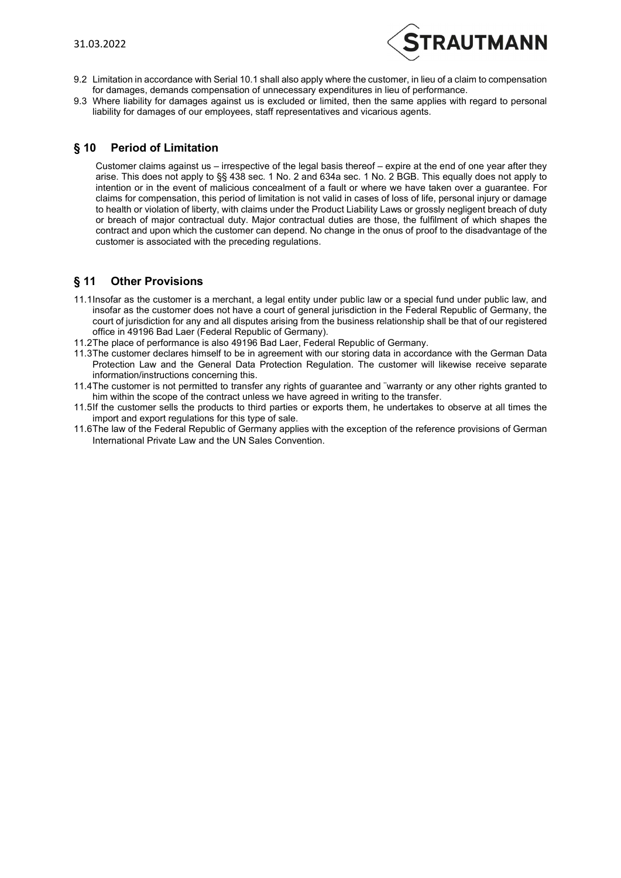9.2 Limitation in accordance with Serial 10.1 shall also apply where the customer, in lieu of a claim to compensation for damages, demands compensation of unnecessary expenditures in lieu of performance.

9.3 Where liability for damages against us is excluded or limited, then the same applies with regard to personal liability for damages of our employees, staff representatives and vicarious agents.

## § 10 Period of Limitation

Customer claims against us – irrespective of the legal basis thereof – expire at the end of one year after they arise. This does not apply to §§ 438 sec. 1 No. 2 and 634a sec. 1 No. 2 BGB. This equally does not apply to intention or in the event of malicious concealment of a fault or where we have taken over a guarantee. For claims for compensation, this period of limitation is not valid in cases of loss of life, personal injury or damage to health or violation of liberty, with claims under the Product Liability Laws or grossly negligent breach of duty or breach of major contractual duty. Major contractual duties are those, the fulfilment of which shapes the contract and upon which the customer can depend. No change in the onus of proof to the disadvantage of the customer is associated with the preceding regulations.

## § 11 Other Provisions

11.1 Insofar as the customer is a merchant, a legal entity under public law or a special fund under public law, and insofar as the customer does not have a court of general jurisdiction in the Federal Republic of Germany, the court of jurisdiction for any and all disputes arising from the business relationship shall be that of our registered office in 49196 Bad Laer (Federal Republic of Germany).

11.2 The place of performance is also 49196 Bad Laer, Federal Republic of Germany.

11.3 The customer declares himself to be in agreement with our storing data in accordance with the German Data Protection Law and the General Data Protection Regulation. The customer will likewise receive separate information/instructions concerning this.

11.4 The customer is not permitted to transfer any rights of guarantee and ¨warranty or any other rights granted to him within the scope of the contract unless we have agreed in writing to the transfer.

11.5 If the customer sells the products to third parties or exports them, he undertakes to observe at all times the import and export regulations for this type of sale.

11.6 The law of the Federal Republic of Germany applies with the exception of the reference provisions of German International Private Law and the UN Sales Convention.